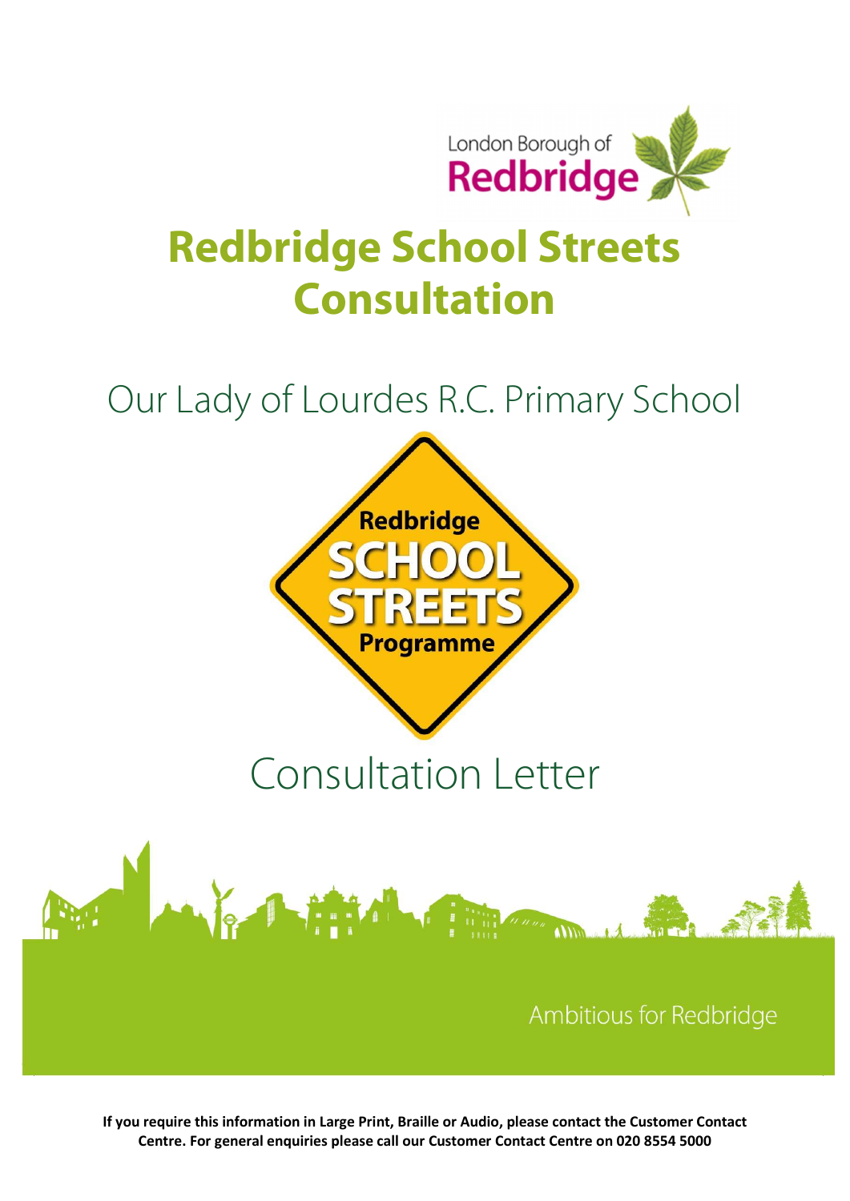London Borough of Redbridge

# Redbridge School Streets Consultation

## Our Lady of Lourdes R.C. Primary School

Redbridge SCHOOL STREETS Programme

## Consultation Letter

Ambitious for Redbridge

**If you require this information in Large Print, Braille or Audio, please contact the Customer Contact Centre. For general enquiries please call our Customer Contact Centre on 020 8554 5000**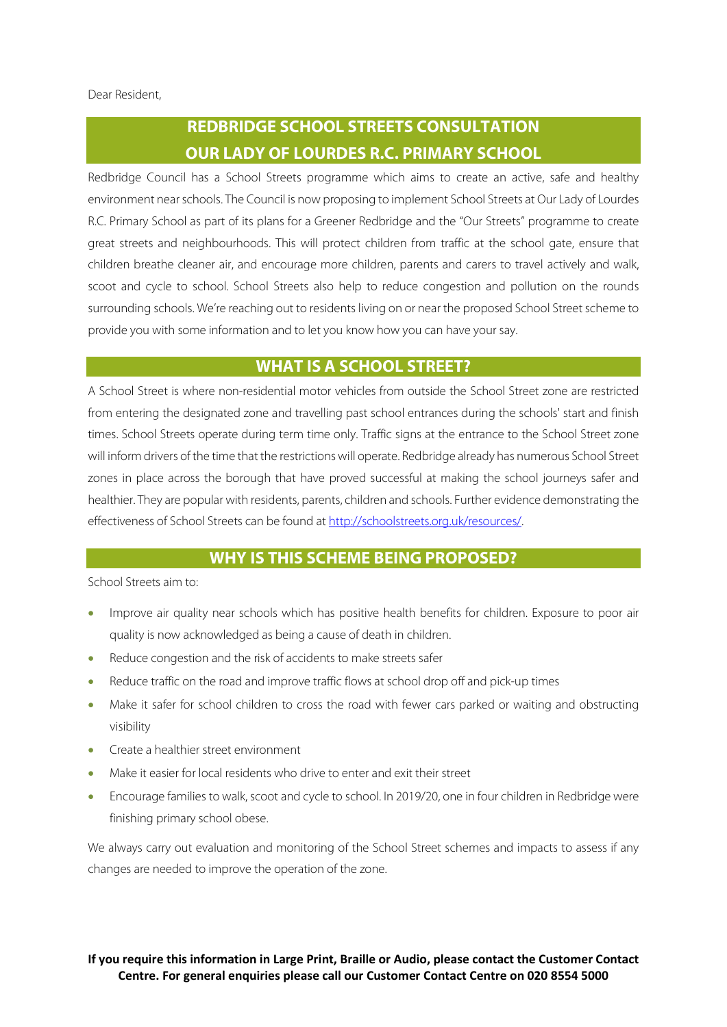Dear Resident,

## REDBRIDGE SCHOOL STREETS CONSULTATION OUR LADY OF LOURDES R.C. PRIMARY SCHOOL

Redbridge Council has a School Streets programme which aims to create an active, safe and healthy environment near schools. The Council is now proposing to implement School Streets at Our Lady of Lourdes R.C. Primary School as part of its plans for a Greener Redbridge and the "Our Streets" programme to create great streets and neighbourhoods. This will protect children from traffic at the school gate, ensure that children breathe cleaner air, and encourage more children, parents and carers to travel actively and walk, scoot and cycle to school. School Streets also help to reduce congestion and pollution on the rounds surrounding schools. We're reaching out to residents living on or near the proposed School Street scheme to provide you with some information and to let you know how you can have your say.

## WHAT IS A SCHOOL STREET?

A School Street is where non-residential motor vehicles from outside the School Street zone are restricted from entering the designated zone and travelling past school entrances during the schools' start and finish times. School Streets operate during term time only. Traffic signs at the entrance to the School Street zone will inform drivers of the time that the restrictions will operate. Redbridge already has numerous School Street zones in place across the borough that have proved successful at making the school journeys safer and healthier. They are popular with residents, parents, children and schools. Further evidence demonstrating the effectiveness of School Streets can be found at [http://schoolstreets.org.uk/resources/](http://schoolstreets.org.uk/resources/).

## WHY IS THIS SCHEME BEING PROPOSED?

School Streets aim to:

- Improve air quality near schools which has positive health benefits for children. Exposure to poor air quality is now acknowledged as being a cause of death in children.
- Reduce congestion and the risk of accidents to make streets safer
- Reduce traffic on the road and improve traffic flows at school drop off and pick-up times
- Make it safer for school children to cross the road with fewer cars parked or waiting and obstructing visibility
- Create a healthier street environment
- Make it easier for local residents who drive to enter and exit their street
- Encourage families to walk, scoot and cycle to school. In 2019/20, one in four children in Redbridge were finishing primary school obese.

We always carry out evaluation and monitoring of the School Street schemes and impacts to assess if any changes are needed to improve the operation of the zone.

**If you require this information in Large Print, Braille or Audio, please contact the Customer Contact Centre. For general enquiries please call our Customer Contact Centre on 020 8554 5000**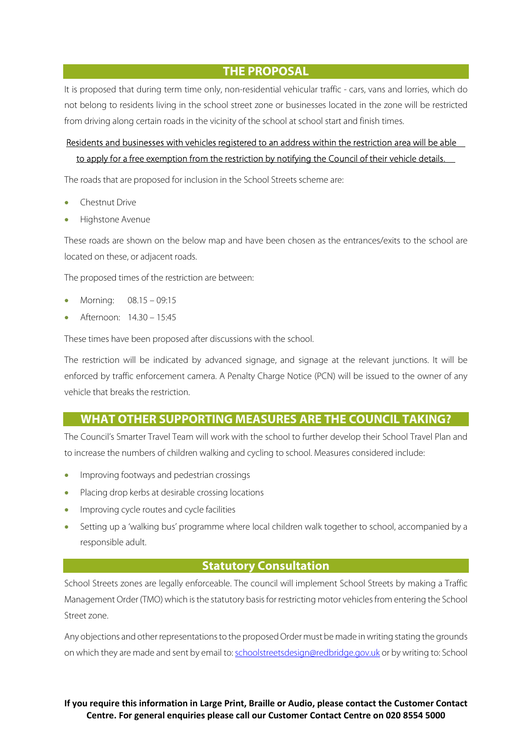## THE PROPOSAL

It is proposed that during term time only, non-residential vehicular traffic - cars, vans and lorries, which do not belong to residents living in the school street zone or businesses located in the zone will be restricted from driving along certain roads in the vicinity of the school at school start and finish times.

Residents and businesses with vehicles registered to an address within the restriction area will be able to apply for a free exemption from the restriction by notifying the Council of their vehicle details.

The roads that are proposed for inclusion in the School Streets scheme are:

- Chestnut Drive
- Highstone Avenue

These roads are shown on the below map and have been chosen as the entrances/exits to the school are located on these, or adjacent roads.

The proposed times of the restriction are between:

- Morning: 08.15 – 09:15
- Afternoon: 14.30 – 15:45

These times have been proposed after discussions with the school.

The restriction will be indicated by advanced signage, and signage at the relevant junctions. It will be enforced by traffic enforcement camera. A Penalty Charge Notice (PCN) will be issued to the owner of any vehicle that breaks the restriction.

## WHAT OTHER SUPPORTING MEASURES ARE THE COUNCIL TAKING?

The Council's Smarter Travel Team will work with the school to further develop their School Travel Plan and to increase the numbers of children walking and cycling to school. Measures considered include:

- Improving footways and pedestrian crossings
- Placing drop kerbs at desirable crossing locations
- Improving cycle routes and cycle facilities
- Setting up a 'walking bus' programme where local children walk together to school, accompanied by a responsible adult.

## Statutory Consultation

School Streets zones are legally enforceable. The council will implement School Streets by making a Traffic Management Order (TMO) which is the statutory basis for restricting motor vehicles from entering the School Street zone.

Any objections and other representations to the proposed Order must be made in writing stating the grounds on which they are made and sent by email to: schoolstreetsdesign@redbridge.gov.uk or by writing to: School

**If you require this information in Large Print, Braille or Audio, please contact the Customer Contact Centre. For general enquiries please call our Customer Contact Centre on 020 8554 5000**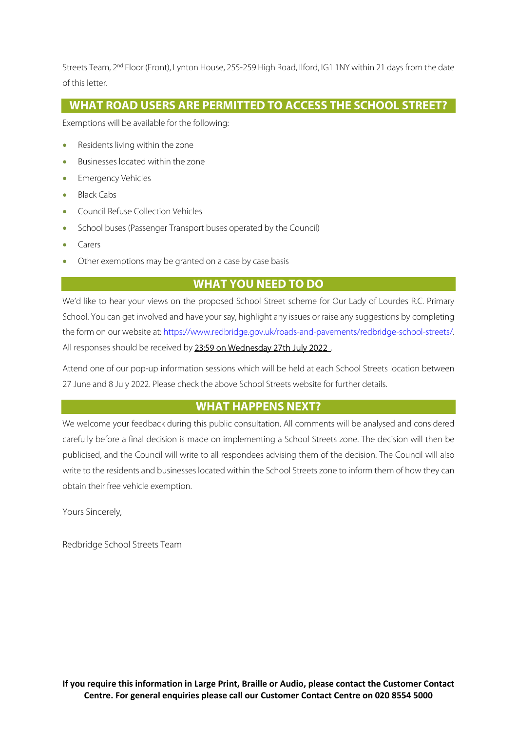Streets Team, 2nd Floor (Front), Lynton House, 255-259 High Road, Ilford, IG1 1NY within 21 days from the date of this letter.

## WHAT ROAD USERS ARE PERMITTED TO ACCESS THE SCHOOL STREET?

Exemptions will be available for the following:

- Residents living within the zone
- Businesses located within the zone
- Emergency Vehicles
- Black Cabs
- Council Refuse Collection Vehicles
- School buses (Passenger Transport buses operated by the Council)
- Carers
- Other exemptions may be granted on a case by case basis

## WHAT YOU NEED TO DO

We'd like to hear your views on the proposed School Street scheme for Our Lady of Lourdes R.C. Primary School. You can get involved and have your say, highlight any issues or raise any suggestions by completing the form on our website at: [https://www.redbridge.gov.uk/roads-and-pavements/redbridge-school-streets/](https://www.redbridge.gov.uk/roads-and-pavements/redbridge-school-streets/). All responses should be received by 23:59 on Wednesday 27th July 2022 .

Attend one of our pop-up information sessions which will be held at each School Streets location between 27 June and 8 July 2022. Please check the above School Streets website for further details.

## WHAT HAPPENS NEXT?

We welcome your feedback during this public consultation. All comments will be analysed and considered carefully before a final decision is made on implementing a School Streets zone. The decision will then be publicised, and the Council will write to all respondees advising them of the decision. The Council will also write to the residents and businesses located within the School Streets zone to inform them of how they can obtain their free vehicle exemption.

Yours Sincerely,

Redbridge School Streets Team

**If you require this information in Large Print, Braille or Audio, please contact the Customer Contact Centre. For general enquiries please call our Customer Contact Centre on 020 8554 5000**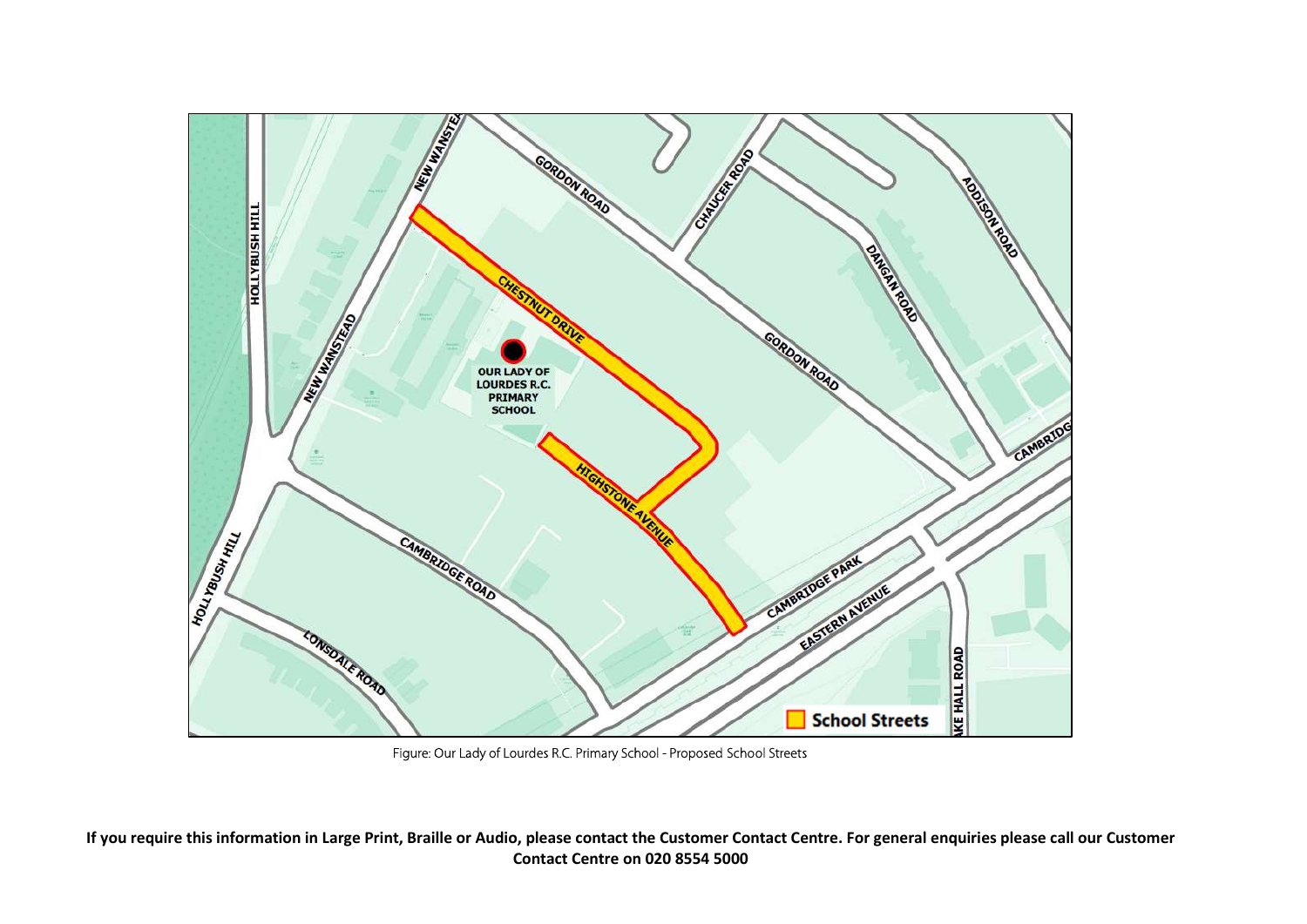HOLLYBUSH HILL

NEW WANSTEAD

GORDON ROAD

CHAUCER ROAD

ADDISON ROAD

DANGAN ROAD

CHESTNUT DRIVE

OUR LADY OF LOURDES R.C. PRIMARY SCHOOL

HIGHSTONE AVENUE

CAMBRIDGE ROAD

CAMBRIDGE PARK

EASTERN AVENUE

LONSDALE ROAD

LAKE HALL ROAD

CAMBRIDGE

School Streets

Figure: Our Lady of Lourdes R.C. Primary School - Proposed School Streets

**If you require this information in Large Print, Braille or Audio, please contact the Customer Contact Centre. For general enquiries please call our Customer Contact Centre on 020 8554 5000**